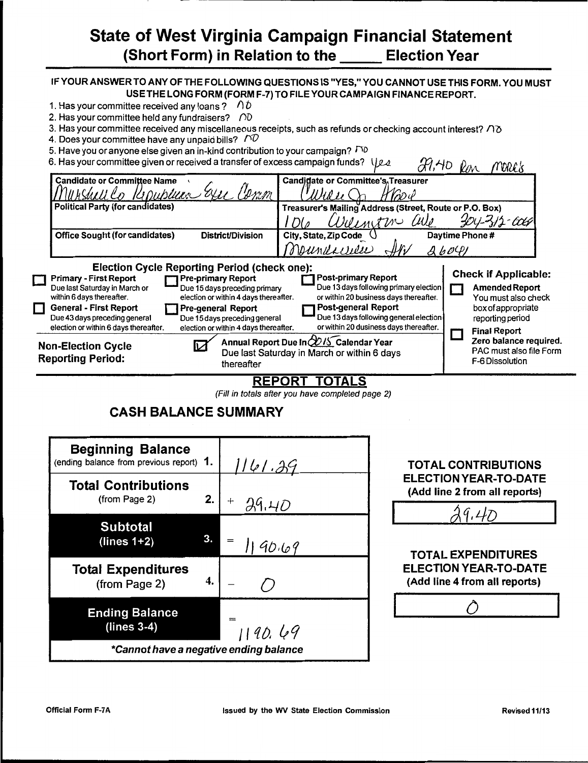# State of West Virginia Campaign Financial Statement (Short Form) in Relation to the _____ Election Year

**IF YOUR ANSWER TO ANY OF THE FOLLOWING QUESTIONS IS "YES," YOU CANNOT USE THIS FORM. YOU MUST USE THE LONG FORM (FORM F-7) TO FILE YOUR CAMPAIGN FINANCE REPORT.**

1. Has your committee received any loans? no
2. Has your committee held any fundraisers? no
3. Has your committee received any miscellaneous receipts, such as refunds or checking account interest? no
4. Does your committee have any unpaid bills? no
5. Have you or anyone else given an in-kind contribution to your campaign? no
6. Has your committee given or received a transfer of excess campaign funds? yes 29.40 Ron Morris

| Candidate or Committee Name | | Candidate or Committee's Treasurer | |
|---|---|---|---|
| Marshall Co Republican Exec Comm | | Wilma ... Hood | |
| **Political Party (for candidates)** | | **Treasurer's Mailing Address (Street, Route or P.O. Box)** | |
| | | 106 Wilmington Ave | 304-312-6069 |
| **Office Sought (for candidates)** | **District/Division** | **City, State, Zip Code** | **Daytime Phone #** |
| | | Moundsville WV 26041 | |

**Election Cycle Reporting Period (check one):**

- ☐ **Primary - First Report** Due last Saturday in March or within 6 days thereafter.
- ☐ **General - First Report** Due 43 days preceding general election or within 6 days thereafter.
- ☐ **Pre-primary Report** Due 15 days preceding primary election or within 4 days thereafter.
- ☐ **Pre-general Report** Due 15 days preceding general election or within 4 days thereafter.
- ☐ **Post-primary Report** Due 13 days following primary election or within 20 business days thereafter.
- ☐ **Post-general Report** Due 13 days following general election or within 20 business days thereafter.

**Non-Election Cycle Reporting Period:** ☑ Annual Report Due In 2015 Calendar Year Due last Saturday in March or within 6 days thereafter

**Check if Applicable:**

- ☐ **Amended Report** You must also check box of appropriate reporting period
- ☐ **Final Report** **Zero balance required.** PAC must also file Form F-6 Dissolution

## REPORT TOTALS

*(Fill in totals after you have completed page 2)*

## CASH BALANCE SUMMARY

| | | |
|---|---|---|
| **Beginning Balance** (ending balance from previous report) | 1. | 1161.29 |
| **Total Contributions** (from Page 2) | 2. | + 29.40 |
| **Subtotal** (lines 1+2) | 3. | = 1190.69 |
| **Total Expenditures** (from Page 2) | 4. | − 0 |
| **Ending Balance** (lines 3-4) | | = 1190.69 |

***Cannot have a negative ending balance**

**TOTAL CONTRIBUTIONS ELECTION YEAR-TO-DATE (Add line 2 from all reports)**

29.40

**TOTAL EXPENDITURES ELECTION YEAR-TO-DATE (Add line 4 from all reports)**

0

Official Form F-7A — Issued by the WV State Election Commission — Revised 11/13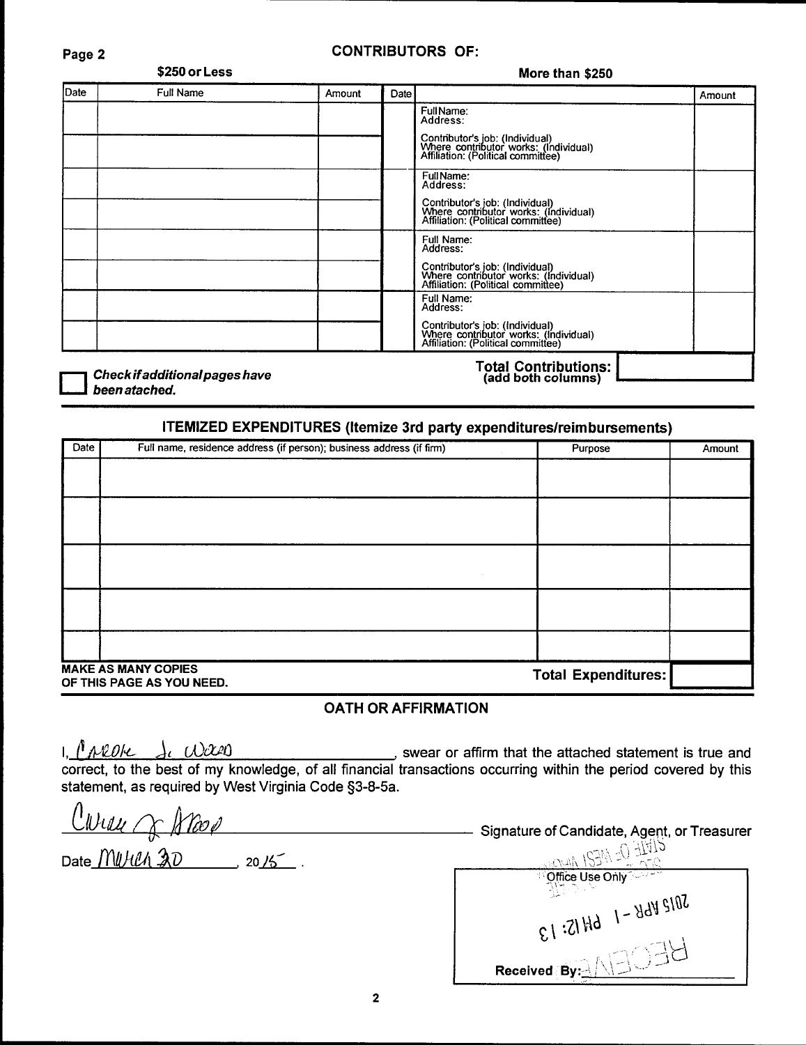## CONTRIBUTORS OF:

| $250 or Less | | | More than $250 | | |
|---|---|---|---|---|---|
| Date | Full Name | Amount | Date | | Amount |
| | | | | Full Name:<br>Address:<br>Contributor's job: (Individual)<br>Where contributor works: (Individual)<br>Affiliation: (Political committee) | |
| | | | | | |
| | | | | Full Name:<br>Address:<br>Contributor's job: (Individual)<br>Where contributor works: (Individual)<br>Affiliation: (Political committee) | |
| | | | | | |
| | | | | Full Name:<br>Address:<br>Contributor's job: (Individual)<br>Where contributor works: (Individual)<br>Affiliation: (Political committee) | |
| | | | | | |
| | | | | Full Name:<br>Address:<br>Contributor's job: (Individual)<br>Where contributor works: (Individual)<br>Affiliation: (Political committee) | |
| | | | | | |

☐ ***Check if additional pages have been atached.***

**Total Contributions: (add both columns)** ______

## ITEMIZED EXPENDITURES (Itemize 3rd party expenditures/reimbursements)

| Date | Full name, residence address (if person); business address (if firm) | Purpose | Amount |
|---|---|---|---|
| | | | |
| | | | |
| | | | |
| | | | |
| | | | |

**MAKE AS MANY COPIES OF THIS PAGE AS YOU NEED.**

**Total Expenditures:** ______

## OATH OR AFFIRMATION

I, Carol J. Wood, swear or affirm that the attached statement is true and correct, to the best of my knowledge, of all financial transactions occurring within the period covered by this statement, as required by West Virginia Code §3-8-5a.

Carol J. Wood
Signature of Candidate, Agent, or Treasurer

Date March 30, 2015.

| Office Use Only |
|---|
| 2015 APR -1 PM 12:13 |
| Received By: RECEIVED |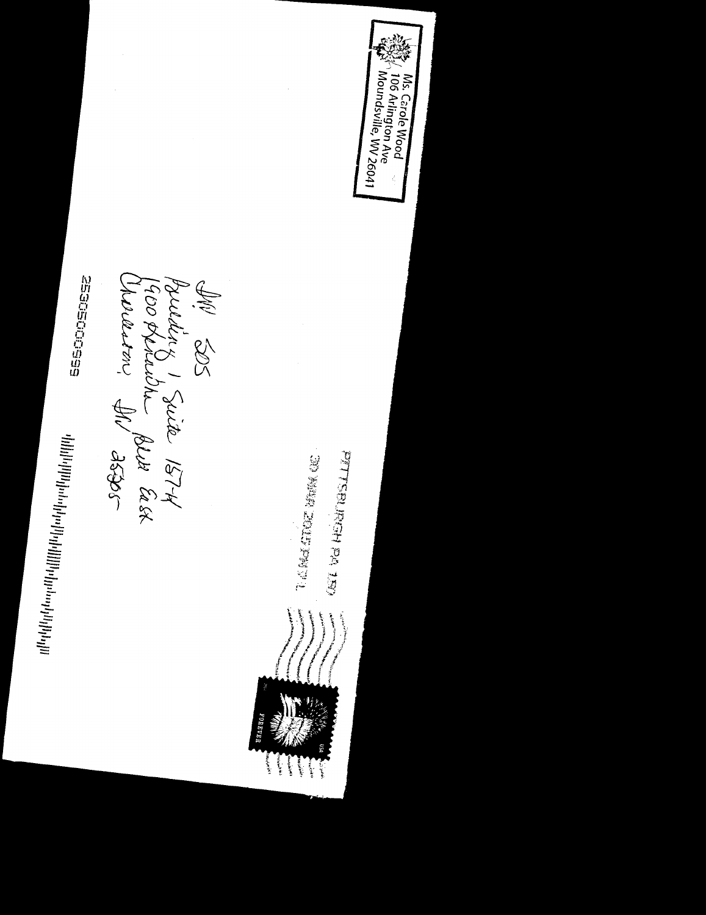Ms. Carole Wood
106 Arlington Ave
Moundsville, WV 26041

PITTSBURGH PA 150
30 MAR 2015 PM 7 L

FOREVER USA

WV SOS
Building 1, Suite 157-K
1900 Kanawha Blvd East
Charleston, WV 25305

25305055056